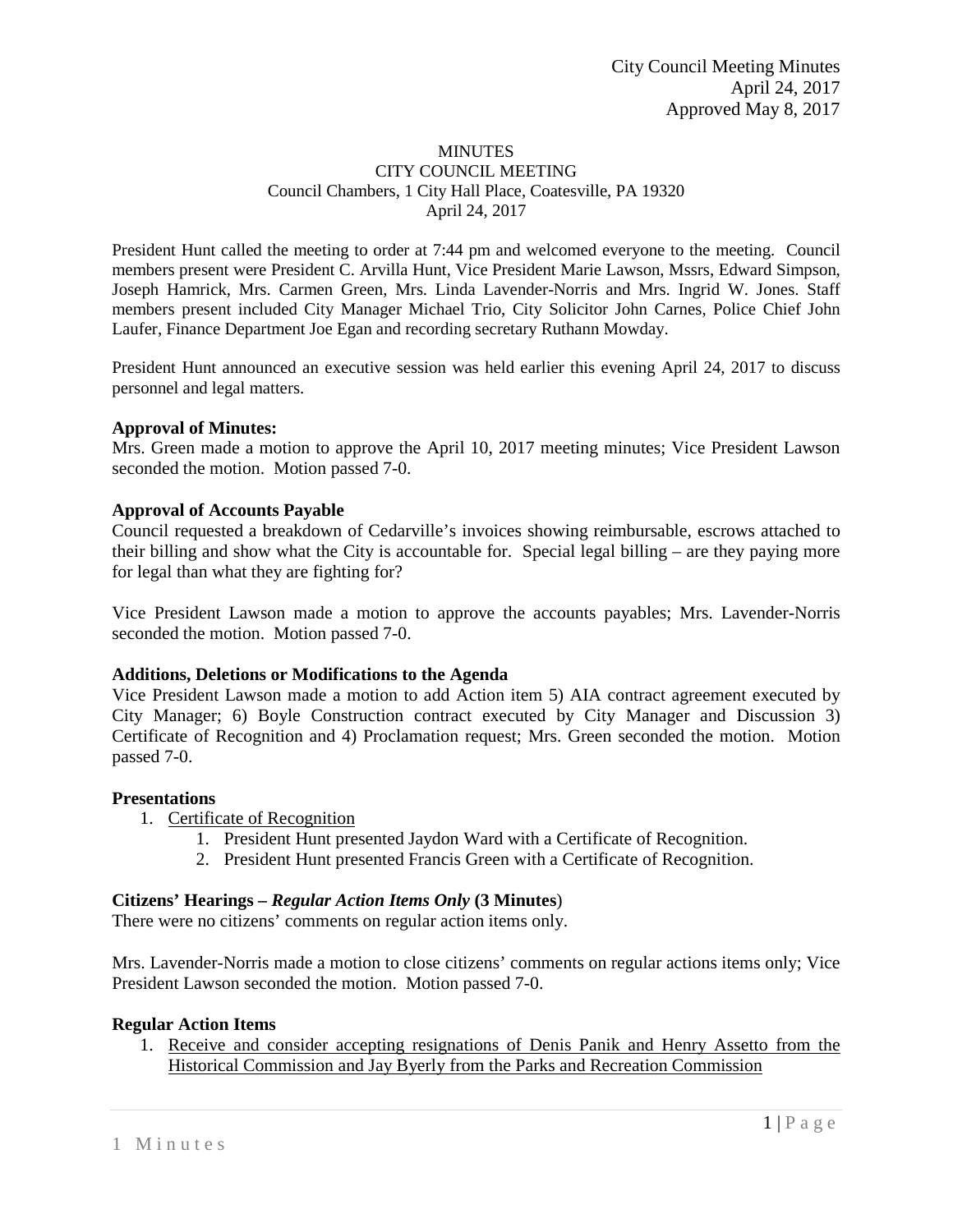City Council Meeting Minutes
April 24, 2017
Approved May 8, 2017

MINUTES
CITY COUNCIL MEETING
Council Chambers, 1 City Hall Place, Coatesville, PA 19320
April 24, 2017

President Hunt called the meeting to order at 7:44 pm and welcomed everyone to the meeting. Council members present were President C. Arvilla Hunt, Vice President Marie Lawson, Mssrs, Edward Simpson, Joseph Hamrick, Mrs. Carmen Green, Mrs. Linda Lavender-Norris and Mrs. Ingrid W. Jones. Staff members present included City Manager Michael Trio, City Solicitor John Carnes, Police Chief John Laufer, Finance Department Joe Egan and recording secretary Ruthann Mowday.

President Hunt announced an executive session was held earlier this evening April 24, 2017 to discuss personnel and legal matters.

**Approval of Minutes:**
Mrs. Green made a motion to approve the April 10, 2017 meeting minutes; Vice President Lawson seconded the motion. Motion passed 7-0.

**Approval of Accounts Payable**
Council requested a breakdown of Cedarville's invoices showing reimbursable, escrows attached to their billing and show what the City is accountable for. Special legal billing – are they paying more for legal than what they are fighting for?

Vice President Lawson made a motion to approve the accounts payables; Mrs. Lavender-Norris seconded the motion. Motion passed 7-0.

**Additions, Deletions or Modifications to the Agenda**
Vice President Lawson made a motion to add Action item 5) AIA contract agreement executed by City Manager; 6) Boyle Construction contract executed by City Manager and Discussion 3) Certificate of Recognition and 4) Proclamation request; Mrs. Green seconded the motion. Motion passed 7-0.

**Presentations**

1. Certificate of Recognition
    1. President Hunt presented Jaydon Ward with a Certificate of Recognition.
    2. President Hunt presented Francis Green with a Certificate of Recognition.

**Citizens' Hearings – *Regular Action Items Only* (3 Minutes)**
There were no citizens' comments on regular action items only.

Mrs. Lavender-Norris made a motion to close citizens' comments on regular actions items only; Vice President Lawson seconded the motion. Motion passed 7-0.

**Regular Action Items**

1. Receive and consider accepting resignations of Denis Panik and Henry Assetto from the Historical Commission and Jay Byerly from the Parks and Recreation Commission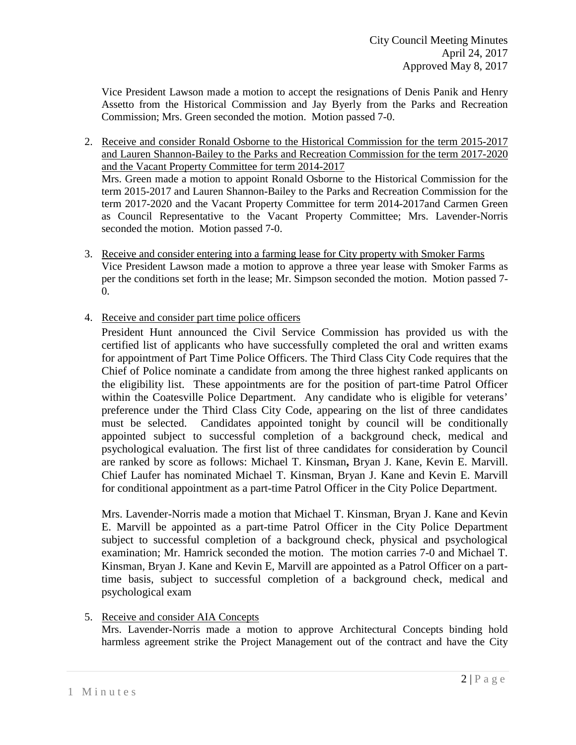Vice President Lawson made a motion to accept the resignations of Denis Panik and Henry Assetto from the Historical Commission and Jay Byerly from the Parks and Recreation Commission; Mrs. Green seconded the motion. Motion passed 7-0.

2. Receive and consider Ronald Osborne to the Historical Commission for the term 2015-2017 and Lauren Shannon-Bailey to the Parks and Recreation Commission for the term 2017-2020 and the Vacant Property Committee for term 2014-2017
   Mrs. Green made a motion to appoint Ronald Osborne to the Historical Commission for the term 2015-2017 and Lauren Shannon-Bailey to the Parks and Recreation Commission for the term 2017-2020 and the Vacant Property Committee for term 2014-2017and Carmen Green as Council Representative to the Vacant Property Committee; Mrs. Lavender-Norris seconded the motion. Motion passed 7-0.

3. Receive and consider entering into a farming lease for City property with Smoker Farms
   Vice President Lawson made a motion to approve a three year lease with Smoker Farms as per the conditions set forth in the lease; Mr. Simpson seconded the motion. Motion passed 7-0.

4. Receive and consider part time police officers
   President Hunt announced the Civil Service Commission has provided us with the certified list of applicants who have successfully completed the oral and written exams for appointment of Part Time Police Officers. The Third Class City Code requires that the Chief of Police nominate a candidate from among the three highest ranked applicants on the eligibility list. These appointments are for the position of part-time Patrol Officer within the Coatesville Police Department. Any candidate who is eligible for veterans' preference under the Third Class City Code, appearing on the list of three candidates must be selected. Candidates appointed tonight by council will be conditionally appointed subject to successful completion of a background check, medical and psychological evaluation. The first list of three candidates for consideration by Council are ranked by score as follows: Michael T. Kinsman**,** Bryan J. Kane, Kevin E. Marvill. Chief Laufer has nominated Michael T. Kinsman, Bryan J. Kane and Kevin E. Marvill for conditional appointment as a part-time Patrol Officer in the City Police Department.

   Mrs. Lavender-Norris made a motion that Michael T. Kinsman, Bryan J. Kane and Kevin E. Marvill be appointed as a part-time Patrol Officer in the City Police Department subject to successful completion of a background check, physical and psychological examination; Mr. Hamrick seconded the motion. The motion carries 7-0 and Michael T. Kinsman, Bryan J. Kane and Kevin E, Marvill are appointed as a Patrol Officer on a part-time basis, subject to successful completion of a background check, medical and psychological exam

5. Receive and consider AIA Concepts
   Mrs. Lavender-Norris made a motion to approve Architectural Concepts binding hold harmless agreement strike the Project Management out of the contract and have the City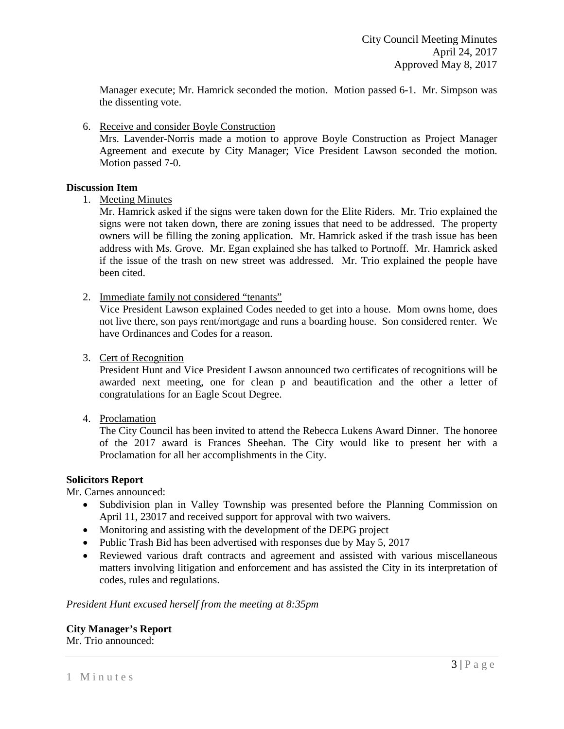Manager execute; Mr. Hamrick seconded the motion. Motion passed 6-1. Mr. Simpson was the dissenting vote.

6. Receive and consider Boyle Construction
   Mrs. Lavender-Norris made a motion to approve Boyle Construction as Project Manager Agreement and execute by City Manager; Vice President Lawson seconded the motion. Motion passed 7-0.

**Discussion Item**

1. Meeting Minutes
   Mr. Hamrick asked if the signs were taken down for the Elite Riders. Mr. Trio explained the signs were not taken down, there are zoning issues that need to be addressed. The property owners will be filling the zoning application. Mr. Hamrick asked if the trash issue has been address with Ms. Grove. Mr. Egan explained she has talked to Portnoff. Mr. Hamrick asked if the issue of the trash on new street was addressed. Mr. Trio explained the people have been cited.

2. Immediate family not considered "tenants"
   Vice President Lawson explained Codes needed to get into a house. Mom owns home, does not live there, son pays rent/mortgage and runs a boarding house. Son considered renter. We have Ordinances and Codes for a reason.

3. Cert of Recognition
   President Hunt and Vice President Lawson announced two certificates of recognitions will be awarded next meeting, one for clean p and beautification and the other a letter of congratulations for an Eagle Scout Degree.

4. Proclamation
   The City Council has been invited to attend the Rebecca Lukens Award Dinner. The honoree of the 2017 award is Frances Sheehan. The City would like to present her with a Proclamation for all her accomplishments in the City.

**Solicitors Report**

Mr. Carnes announced:

- Subdivision plan in Valley Township was presented before the Planning Commission on April 11, 23017 and received support for approval with two waivers.
- Monitoring and assisting with the development of the DEPG project
- Public Trash Bid has been advertised with responses due by May 5, 2017
- Reviewed various draft contracts and agreement and assisted with various miscellaneous matters involving litigation and enforcement and has assisted the City in its interpretation of codes, rules and regulations.

*President Hunt excused herself from the meeting at 8:35pm*

**City Manager's Report**

Mr. Trio announced: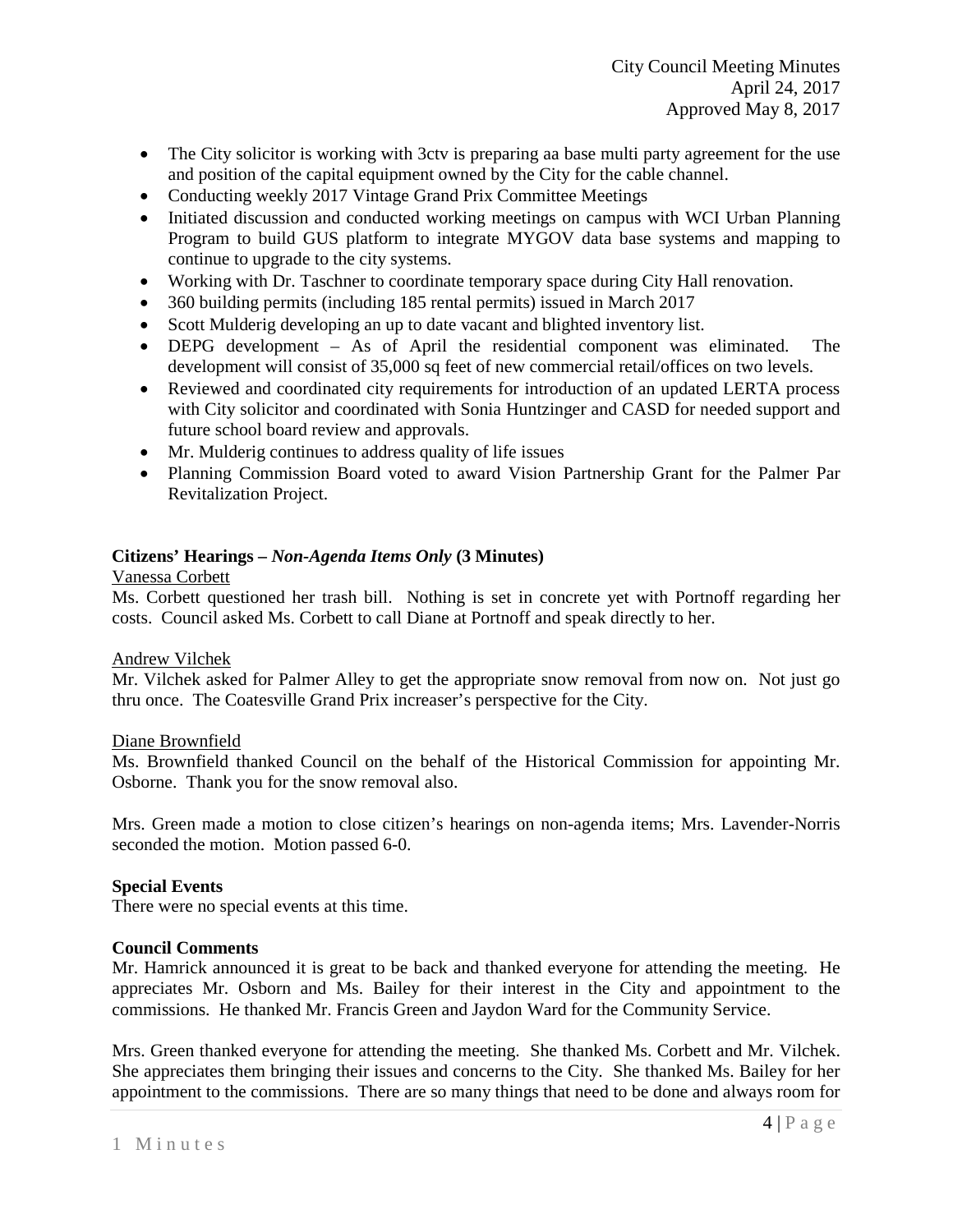- The City solicitor is working with 3ctv is preparing aa base multi party agreement for the use and position of the capital equipment owned by the City for the cable channel.
- Conducting weekly 2017 Vintage Grand Prix Committee Meetings
- Initiated discussion and conducted working meetings on campus with WCI Urban Planning Program to build GUS platform to integrate MYGOV data base systems and mapping to continue to upgrade to the city systems.
- Working with Dr. Taschner to coordinate temporary space during City Hall renovation.
- 360 building permits (including 185 rental permits) issued in March 2017
- Scott Mulderig developing an up to date vacant and blighted inventory list.
- DEPG development – As of April the residential component was eliminated. The development will consist of 35,000 sq feet of new commercial retail/offices on two levels.
- Reviewed and coordinated city requirements for introduction of an updated LERTA process with City solicitor and coordinated with Sonia Huntzinger and CASD for needed support and future school board review and approvals.
- Mr. Mulderig continues to address quality of life issues
- Planning Commission Board voted to award Vision Partnership Grant for the Palmer Par Revitalization Project.

**Citizens' Hearings –** ***Non-Agenda Items Only*** **(3 Minutes)**

Vanessa Corbett

Ms. Corbett questioned her trash bill. Nothing is set in concrete yet with Portnoff regarding her costs. Council asked Ms. Corbett to call Diane at Portnoff and speak directly to her.

Andrew Vilchek

Mr. Vilchek asked for Palmer Alley to get the appropriate snow removal from now on. Not just go thru once. The Coatesville Grand Prix increaser's perspective for the City.

Diane Brownfield

Ms. Brownfield thanked Council on the behalf of the Historical Commission for appointing Mr. Osborne. Thank you for the snow removal also.

Mrs. Green made a motion to close citizen's hearings on non-agenda items; Mrs. Lavender-Norris seconded the motion. Motion passed 6-0.

**Special Events**

There were no special events at this time.

**Council Comments**

Mr. Hamrick announced it is great to be back and thanked everyone for attending the meeting. He appreciates Mr. Osborn and Ms. Bailey for their interest in the City and appointment to the commissions. He thanked Mr. Francis Green and Jaydon Ward for the Community Service.

Mrs. Green thanked everyone for attending the meeting. She thanked Ms. Corbett and Mr. Vilchek. She appreciates them bringing their issues and concerns to the City. She thanked Ms. Bailey for her appointment to the commissions. There are so many things that need to be done and always room for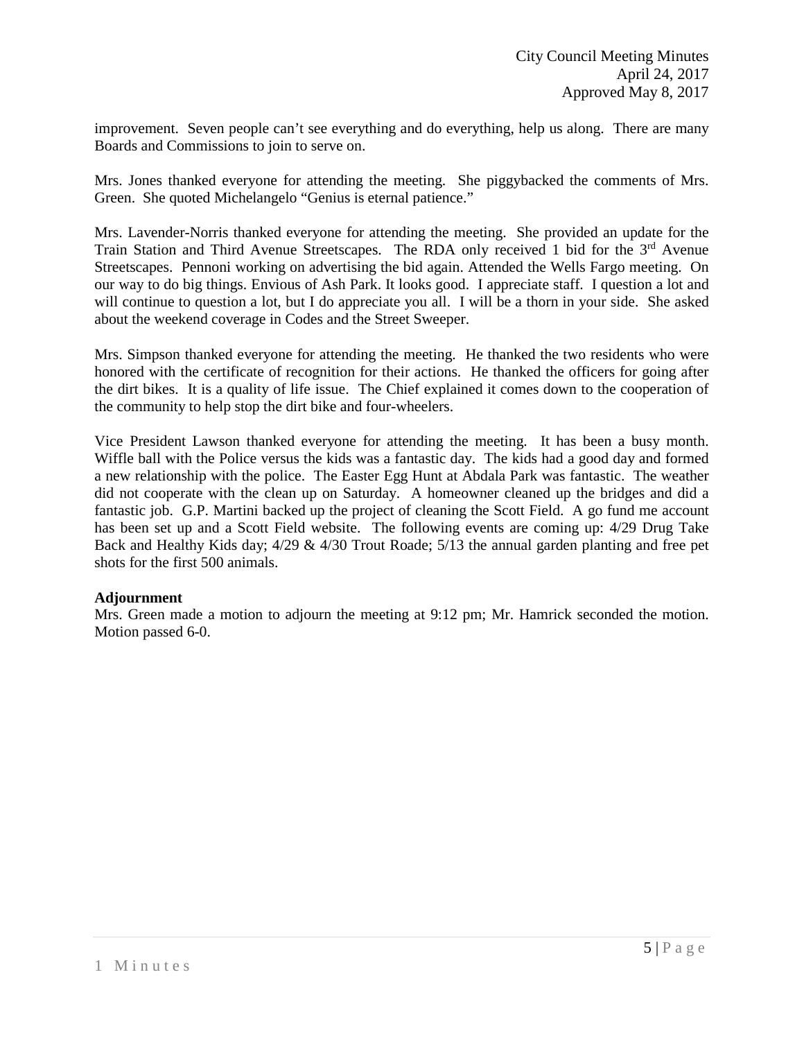improvement. Seven people can't see everything and do everything, help us along. There are many Boards and Commissions to join to serve on.

Mrs. Jones thanked everyone for attending the meeting. She piggybacked the comments of Mrs. Green. She quoted Michelangelo "Genius is eternal patience."

Mrs. Lavender-Norris thanked everyone for attending the meeting. She provided an update for the Train Station and Third Avenue Streetscapes. The RDA only received 1 bid for the 3rd Avenue Streetscapes. Pennoni working on advertising the bid again. Attended the Wells Fargo meeting. On our way to do big things. Envious of Ash Park. It looks good. I appreciate staff. I question a lot and will continue to question a lot, but I do appreciate you all. I will be a thorn in your side. She asked about the weekend coverage in Codes and the Street Sweeper.

Mrs. Simpson thanked everyone for attending the meeting. He thanked the two residents who were honored with the certificate of recognition for their actions. He thanked the officers for going after the dirt bikes. It is a quality of life issue. The Chief explained it comes down to the cooperation of the community to help stop the dirt bike and four-wheelers.

Vice President Lawson thanked everyone for attending the meeting. It has been a busy month. Wiffle ball with the Police versus the kids was a fantastic day. The kids had a good day and formed a new relationship with the police. The Easter Egg Hunt at Abdala Park was fantastic. The weather did not cooperate with the clean up on Saturday. A homeowner cleaned up the bridges and did a fantastic job. G.P. Martini backed up the project of cleaning the Scott Field. A go fund me account has been set up and a Scott Field website. The following events are coming up: 4/29 Drug Take Back and Healthy Kids day; 4/29 & 4/30 Trout Roade; 5/13 the annual garden planting and free pet shots for the first 500 animals.

**Adjournment**
Mrs. Green made a motion to adjourn the meeting at 9:12 pm; Mr. Hamrick seconded the motion. Motion passed 6-0.